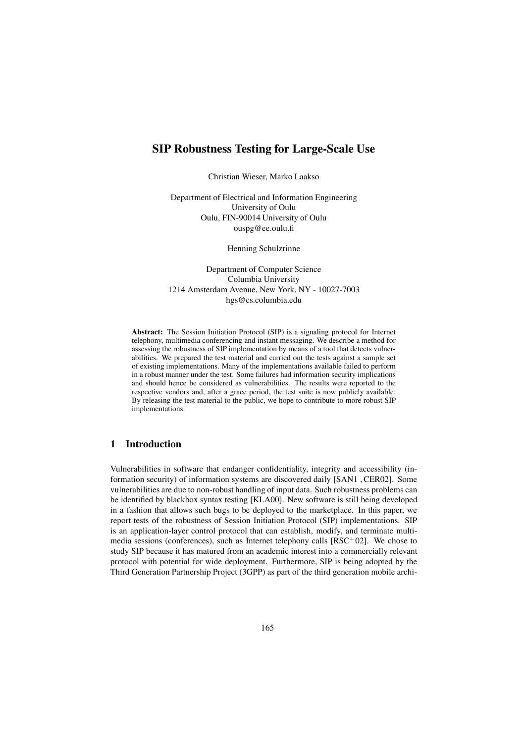# SIP Robustness Testing for Large-Scale Use

Christian Wieser, Marko Laakso

Department of Electrical and Information Engineering
University of Oulu
Oulu, FIN-90014 University of Oulu
ouspg@ee.oulu.fi

Henning Schulzrinne

Department of Computer Science
Columbia University
1214 Amsterdam Avenue, New York, NY - 10027-7003
hgs@cs.columbia.edu

**Abstract:** The Session Initiation Protocol (SIP) is a signaling protocol for Internet telephony, multimedia conferencing and instant messaging. We describe a method for assessing the robustness of SIP implementation by means of a tool that detects vulnerabilities. We prepared the test material and carried out the tests against a sample set of existing implementations. Many of the implementations available failed to perform in a robust manner under the test. Some failures had information security implications and should hence be considered as vulnerabilities. The results were reported to the respective vendors and, after a grace period, the test suite is now publicly available. By releasing the test material to the public, we hope to contribute to more robust SIP implementations.

## 1 Introduction

Vulnerabilities in software that endanger confidentiality, integrity and accessibility (information security) of information systems are discovered daily [SAN1 , CER02]. Some vulnerabilities are due to non-robust handling of input data. Such robustness problems can be identified by blackbox syntax testing [KLA00]. New software is still being developed in a fashion that allows such bugs to be deployed to the marketplace. In this paper, we report tests of the robustness of Session Initiation Protocol (SIP) implementations. SIP is an application-layer control protocol that can establish, modify, and terminate multimedia sessions (conferences), such as Internet telephony calls [RSC+02]. We chose to study SIP because it has matured from an academic interest into a commercially relevant protocol with potential for wide deployment. Furthermore, SIP is being adopted by the Third Generation Partnership Project (3GPP) as part of the third generation mobile archi-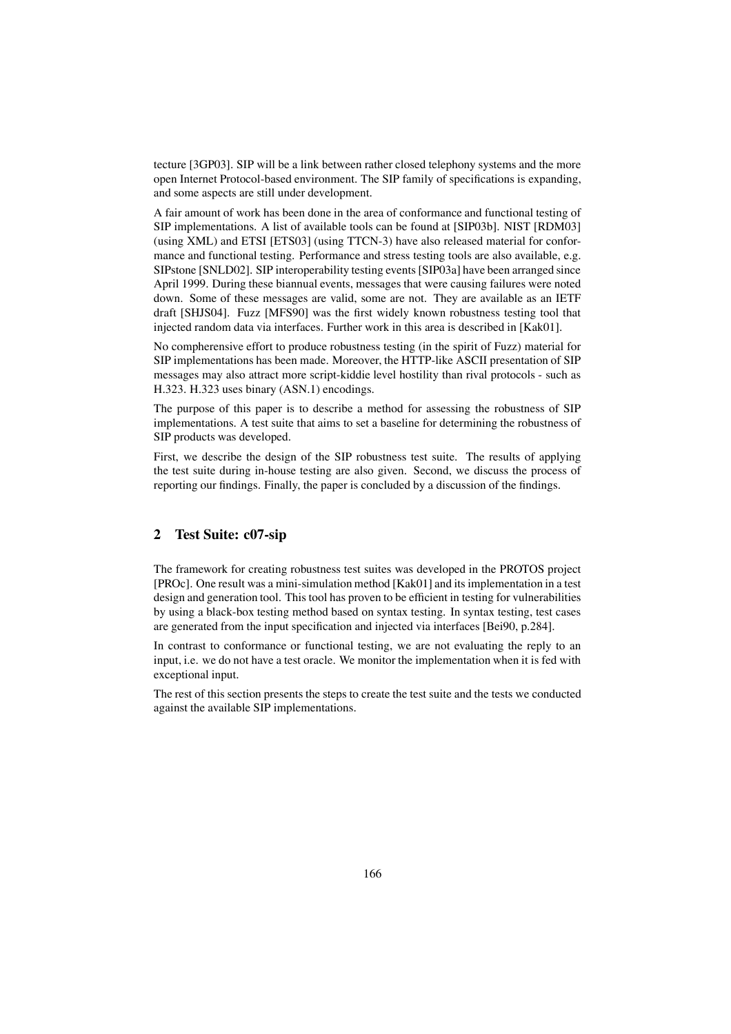tecture [3GP03]. SIP will be a link between rather closed telephony systems and the more open Internet Protocol-based environment. The SIP family of specifications is expanding, and some aspects are still under development.

A fair amount of work has been done in the area of conformance and functional testing of SIP implementations. A list of available tools can be found at [SIP03b]. NIST [RDM03] (using XML) and ETSI [ETS03] (using TTCN-3) have also released material for conformance and functional testing. Performance and stress testing tools are also available, e.g. SIPstone [SNLD02]. SIP interoperability testing events [SIP03a] have been arranged since April 1999. During these biannual events, messages that were causing failures were noted down. Some of these messages are valid, some are not. They are available as an IETF draft [SHJS04]. Fuzz [MFS90] was the first widely known robustness testing tool that injected random data via interfaces. Further work in this area is described in [Kak01].

No compherensive effort to produce robustness testing (in the spirit of Fuzz) material for SIP implementations has been made. Moreover, the HTTP-like ASCII presentation of SIP messages may also attract more script-kiddie level hostility than rival protocols - such as H.323. H.323 uses binary (ASN.1) encodings.

The purpose of this paper is to describe a method for assessing the robustness of SIP implementations. A test suite that aims to set a baseline for determining the robustness of SIP products was developed.

First, we describe the design of the SIP robustness test suite. The results of applying the test suite during in-house testing are also given. Second, we discuss the process of reporting our findings. Finally, the paper is concluded by a discussion of the findings.

## 2 Test Suite: c07-sip

The framework for creating robustness test suites was developed in the PROTOS project [PROc]. One result was a mini-simulation method [Kak01] and its implementation in a test design and generation tool. This tool has proven to be efficient in testing for vulnerabilities by using a black-box testing method based on syntax testing. In syntax testing, test cases are generated from the input specification and injected via interfaces [Bei90, p.284].

In contrast to conformance or functional testing, we are not evaluating the reply to an input, i.e. we do not have a test oracle. We monitor the implementation when it is fed with exceptional input.

The rest of this section presents the steps to create the test suite and the tests we conducted against the available SIP implementations.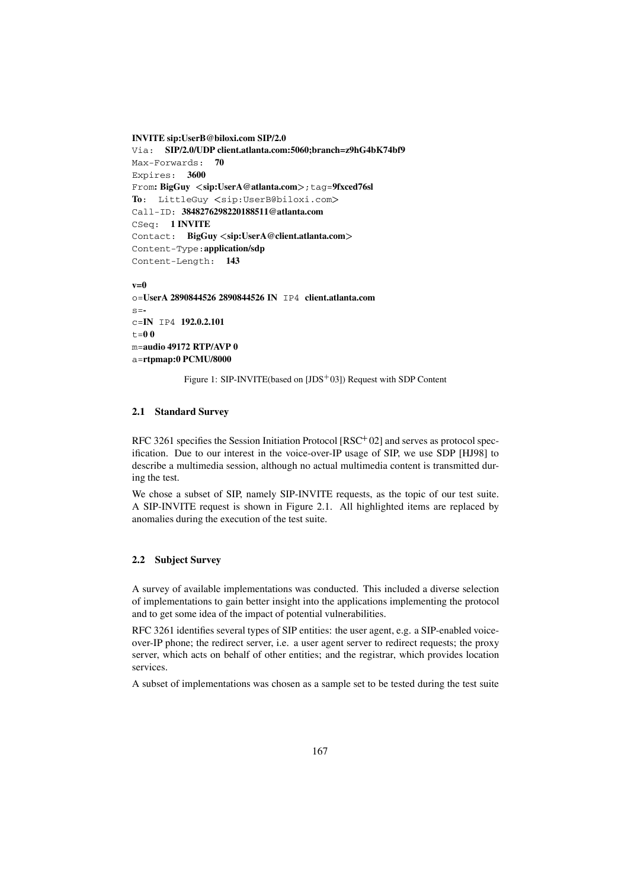```
INVITE sip:UserB@biloxi.com SIP/2.0
Via:   SIP/2.0/UDP client.atlanta.com:5060;branch=z9hG4bK74bf9
Max-Forwards:   70
Expires:   3600
From: BigGuy  <sip:UserA@atlanta.com>;tag=9fxced76sl
To:  LittleGuy <sip:UserB@biloxi.com>
Call-ID: 3848276298220188511@atlanta.com
CSeq:   1 INVITE
Contact:   BigGuy <sip:UserA@client.atlanta.com>
Content-Type:application/sdp
Content-Length:   143

v=0
o=UserA 2890844526 2890844526 IN  IP4  client.atlanta.com
s=-
c=IN  IP4  192.0.2.101
t=0 0
m=audio 49172 RTP/AVP 0
a=rtpmap:0 PCMU/8000
```

Figure 1: SIP-INVITE(based on [JDS+03]) Request with SDP Content

### 2.1 Standard Survey

RFC 3261 specifies the Session Initiation Protocol [RSC+02] and serves as protocol specification. Due to our interest in the voice-over-IP usage of SIP, we use SDP [HJ98] to describe a multimedia session, although no actual multimedia content is transmitted during the test.

We chose a subset of SIP, namely SIP-INVITE requests, as the topic of our test suite. A SIP-INVITE request is shown in Figure 2.1. All highlighted items are replaced by anomalies during the execution of the test suite.

### 2.2 Subject Survey

A survey of available implementations was conducted. This included a diverse selection of implementations to gain better insight into the applications implementing the protocol and to get some idea of the impact of potential vulnerabilities.

RFC 3261 identifies several types of SIP entities: the user agent, e.g. a SIP-enabled voice-over-IP phone; the redirect server, i.e. a user agent server to redirect requests; the proxy server, which acts on behalf of other entities; and the registrar, which provides location services.

A subset of implementations was chosen as a sample set to be tested during the test suite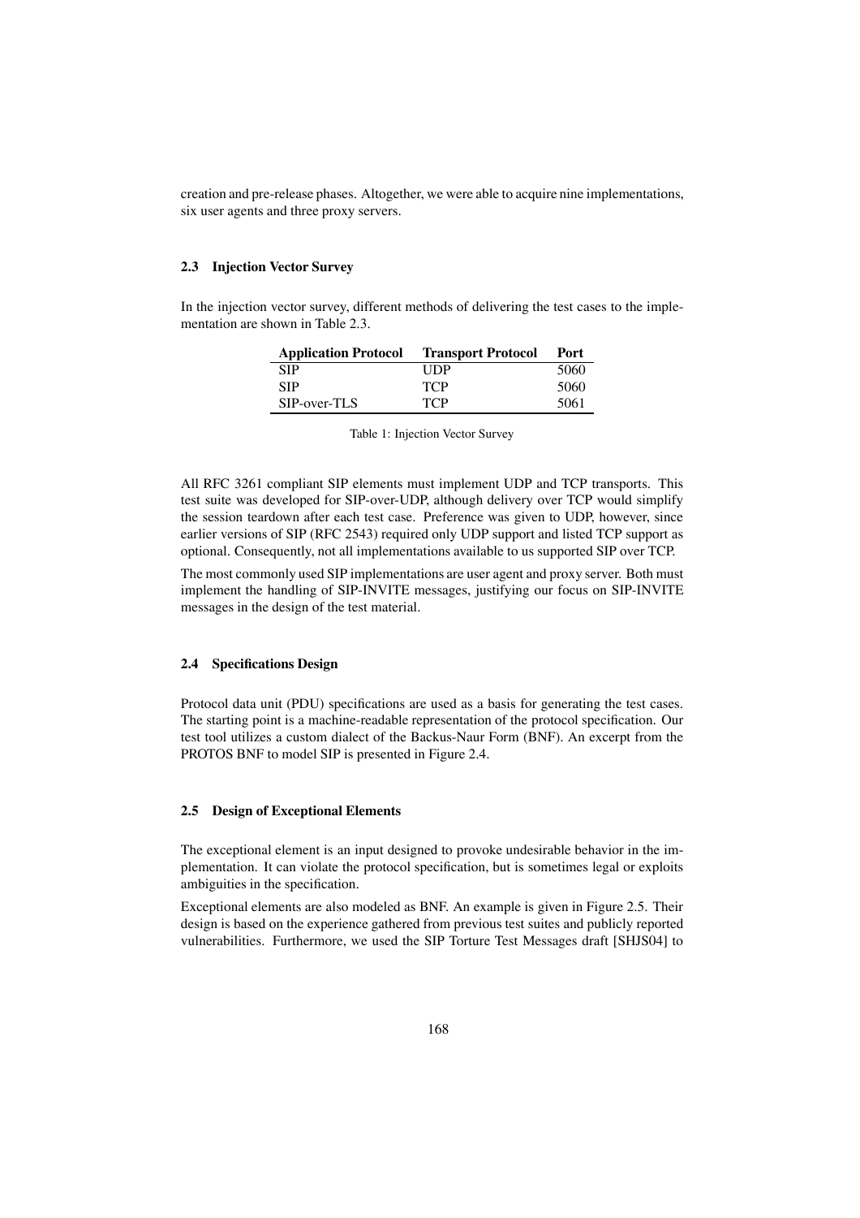creation and pre-release phases. Altogether, we were able to acquire nine implementations, six user agents and three proxy servers.

### 2.3 Injection Vector Survey

In the injection vector survey, different methods of delivering the test cases to the implementation are shown in Table 2.3.

| Application Protocol | Transport Protocol | Port |
|---|---|---|
| SIP | UDP | 5060 |
| SIP | TCP | 5060 |
| SIP-over-TLS | TCP | 5061 |

Table 1: Injection Vector Survey

All RFC 3261 compliant SIP elements must implement UDP and TCP transports. This test suite was developed for SIP-over-UDP, although delivery over TCP would simplify the session teardown after each test case. Preference was given to UDP, however, since earlier versions of SIP (RFC 2543) required only UDP support and listed TCP support as optional. Consequently, not all implementations available to us supported SIP over TCP.

The most commonly used SIP implementations are user agent and proxy server. Both must implement the handling of SIP-INVITE messages, justifying our focus on SIP-INVITE messages in the design of the test material.

### 2.4 Specifications Design

Protocol data unit (PDU) specifications are used as a basis for generating the test cases. The starting point is a machine-readable representation of the protocol specification. Our test tool utilizes a custom dialect of the Backus-Naur Form (BNF). An excerpt from the PROTOS BNF to model SIP is presented in Figure 2.4.

### 2.5 Design of Exceptional Elements

The exceptional element is an input designed to provoke undesirable behavior in the implementation. It can violate the protocol specification, but is sometimes legal or exploits ambiguities in the specification.

Exceptional elements are also modeled as BNF. An example is given in Figure 2.5. Their design is based on the experience gathered from previous test suites and publicly reported vulnerabilities. Furthermore, we used the SIP Torture Test Messages draft [SHJS04] to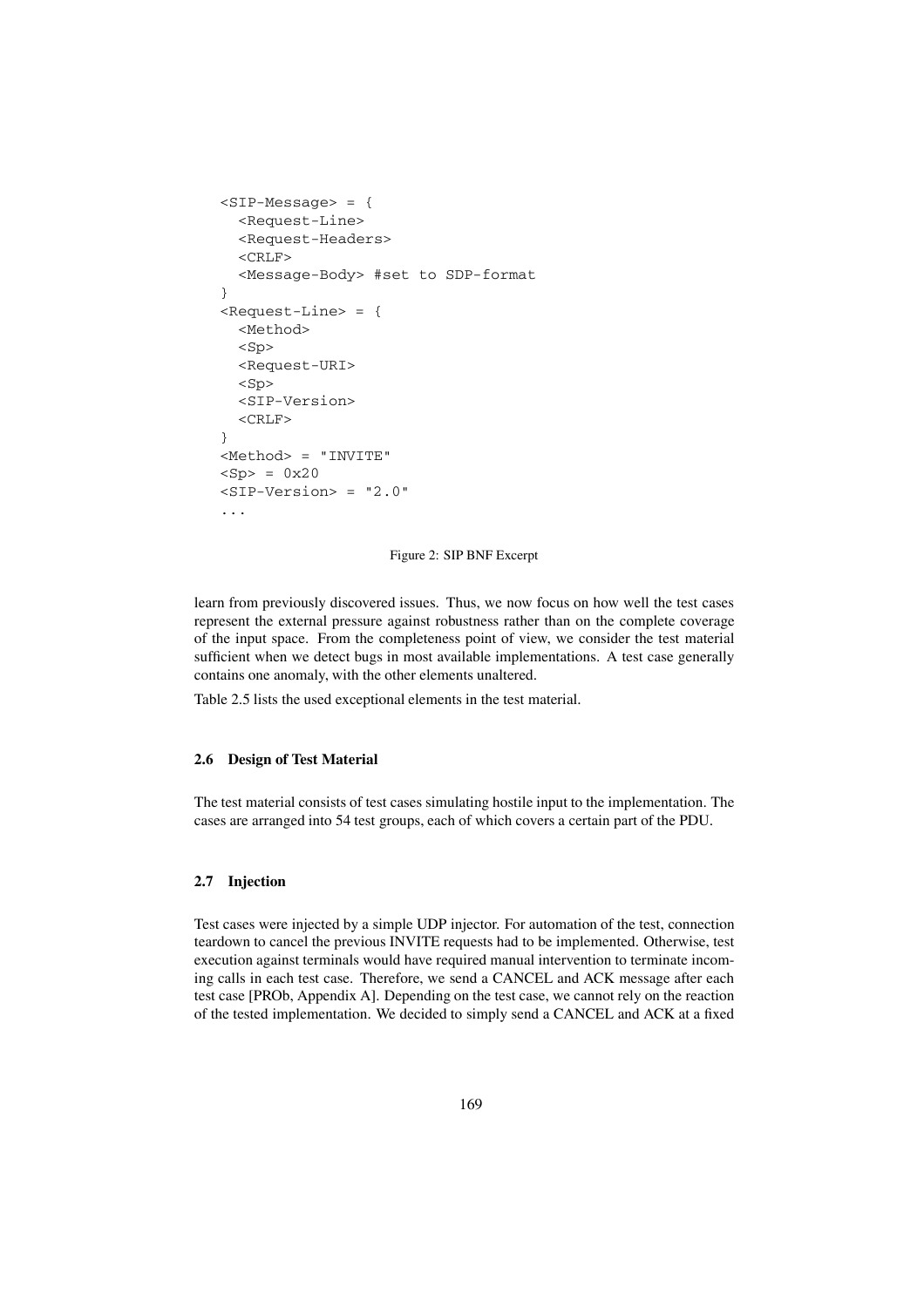```
<SIP-Message> = {
  <Request-Line>
  <Request-Headers>
  <CRLF>
  <Message-Body> #set to SDP-format
}
<Request-Line> = {
  <Method>
  <Sp>
  <Request-URI>
  <Sp>
  <SIP-Version>
  <CRLF>
}
<Method> = "INVITE"
<Sp> = 0x20
<SIP-Version> = "2.0"
...
```

Figure 2: SIP BNF Excerpt

learn from previously discovered issues. Thus, we now focus on how well the test cases represent the external pressure against robustness rather than on the complete coverage of the input space. From the completeness point of view, we consider the test material sufficient when we detect bugs in most available implementations. A test case generally contains one anomaly, with the other elements unaltered.

Table 2.5 lists the used exceptional elements in the test material.

### 2.6 Design of Test Material

The test material consists of test cases simulating hostile input to the implementation. The cases are arranged into 54 test groups, each of which covers a certain part of the PDU.

### 2.7 Injection

Test cases were injected by a simple UDP injector. For automation of the test, connection teardown to cancel the previous INVITE requests had to be implemented. Otherwise, test execution against terminals would have required manual intervention to terminate incoming calls in each test case. Therefore, we send a CANCEL and ACK message after each test case [PROb, Appendix A]. Depending on the test case, we cannot rely on the reaction of the tested implementation. We decided to simply send a CANCEL and ACK at a fixed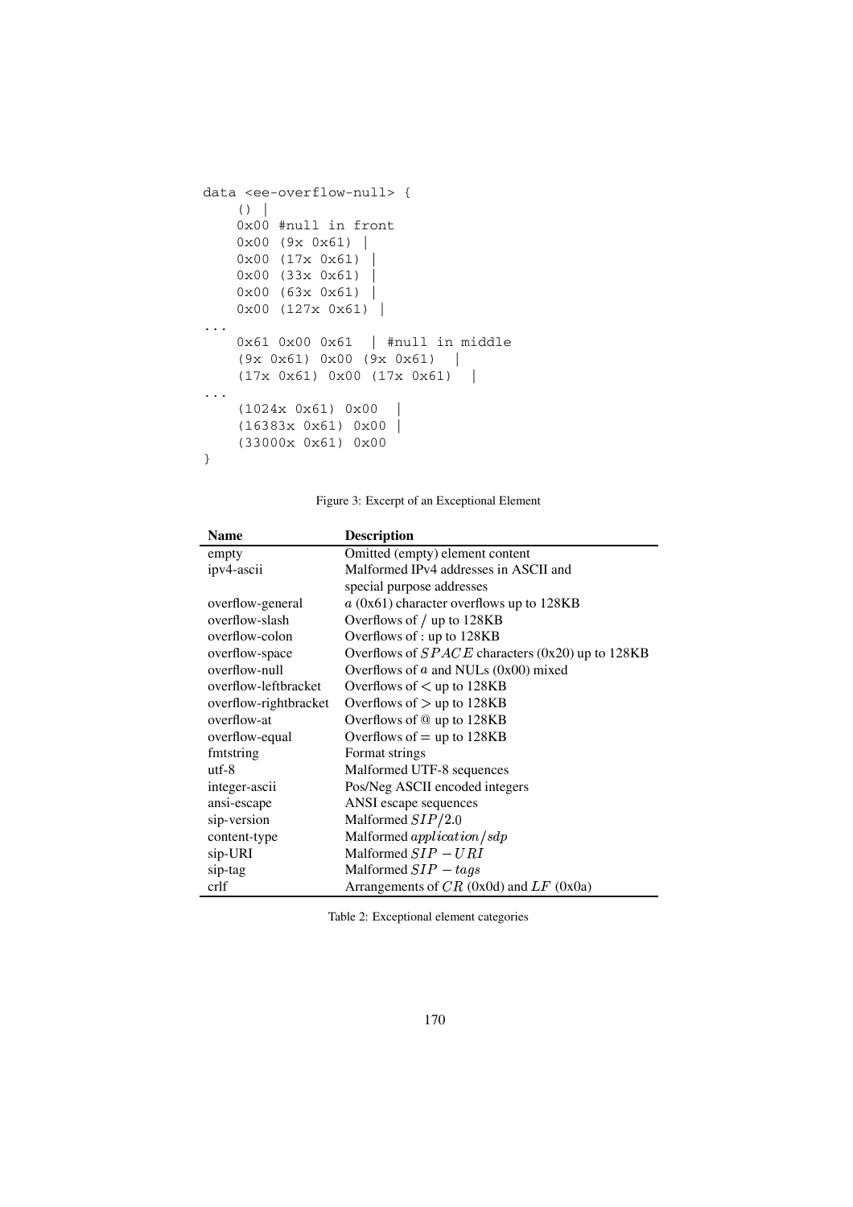```
data <ee-overflow-null> {
    () |
    0x00 #null in front
    0x00 (9x 0x61) |
    0x00 (17x 0x61) |
    0x00 (33x 0x61) |
    0x00 (63x 0x61) |
    0x00 (127x 0x61) |
...
    0x61 0x00 0x61  | #null in middle
    (9x 0x61) 0x00 (9x 0x61)  |
    (17x 0x61) 0x00 (17x 0x61)  |
...
    (1024x 0x61) 0x00  |
    (16383x 0x61) 0x00 |
    (33000x 0x61) 0x00
}
```

Figure 3: Excerpt of an Exceptional Element

| Name | Description |
|---|---|
| empty | Omitted (empty) element content |
| ipv4-ascii | Malformed IPv4 addresses in ASCII and special purpose addresses |
| overflow-general | $a$ (0x61) character overflows up to 128KB |
| overflow-slash | Overflows of / up to 128KB |
| overflow-colon | Overflows of : up to 128KB |
| overflow-space | Overflows of $SPACE$ characters (0x20) up to 128KB |
| overflow-null | Overflows of $a$ and NULs (0x00) mixed |
| overflow-leftbracket | Overflows of $<$ up to 128KB |
| overflow-rightbracket | Overflows of $>$ up to 128KB |
| overflow-at | Overflows of @ up to 128KB |
| overflow-equal | Overflows of $=$ up to 128KB |
| fmtstring | Format strings |
| utf-8 | Malformed UTF-8 sequences |
| integer-ascii | Pos/Neg ASCII encoded integers |
| ansi-escape | ANSI escape sequences |
| sip-version | Malformed $SIP/2.0$ |
| content-type | Malformed $application/sdp$ |
| sip-URI | Malformed $SIP-URI$ |
| sip-tag | Malformed $SIP-tags$ |
| crlf | Arrangements of $CR$ (0x0d) and $LF$ (0x0a) |

Table 2: Exceptional element categories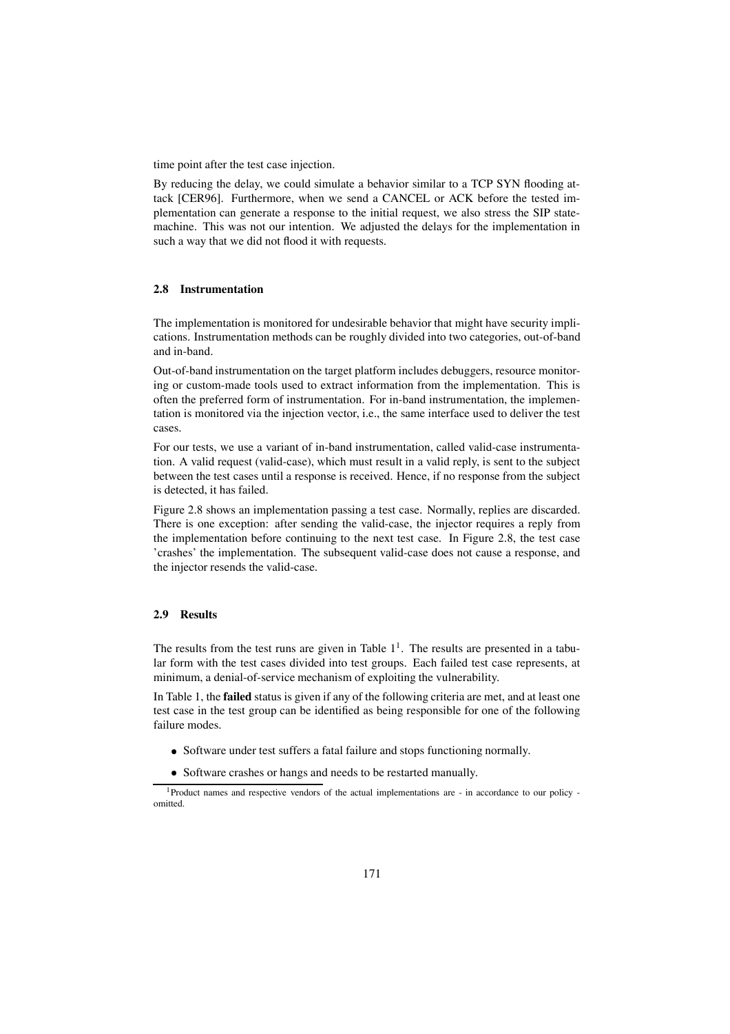time point after the test case injection.

By reducing the delay, we could simulate a behavior similar to a TCP SYN flooding attack [CER96]. Furthermore, when we send a CANCEL or ACK before the tested implementation can generate a response to the initial request, we also stress the SIP statemachine. This was not our intention. We adjusted the delays for the implementation in such a way that we did not flood it with requests.

### 2.8 Instrumentation

The implementation is monitored for undesirable behavior that might have security implications. Instrumentation methods can be roughly divided into two categories, out-of-band and in-band.

Out-of-band instrumentation on the target platform includes debuggers, resource monitoring or custom-made tools used to extract information from the implementation. This is often the preferred form of instrumentation. For in-band instrumentation, the implementation is monitored via the injection vector, i.e., the same interface used to deliver the test cases.

For our tests, we use a variant of in-band instrumentation, called valid-case instrumentation. A valid request (valid-case), which must result in a valid reply, is sent to the subject between the test cases until a response is received. Hence, if no response from the subject is detected, it has failed.

Figure 2.8 shows an implementation passing a test case. Normally, replies are discarded. There is one exception: after sending the valid-case, the injector requires a reply from the implementation before continuing to the next test case. In Figure 2.8, the test case 'crashes' the implementation. The subsequent valid-case does not cause a response, and the injector resends the valid-case.

### 2.9 Results

The results from the test runs are given in Table 1[1]. The results are presented in a tabular form with the test cases divided into test groups. Each failed test case represents, at minimum, a denial-of-service mechanism of exploiting the vulnerability.

In Table 1, the **failed** status is given if any of the following criteria are met, and at least one test case in the test group can be identified as being responsible for one of the following failure modes.

- Software under test suffers a fatal failure and stops functioning normally.
- Software crashes or hangs and needs to be restarted manually.

[1] Product names and respective vendors of the actual implementations are - in accordance to our policy - omitted.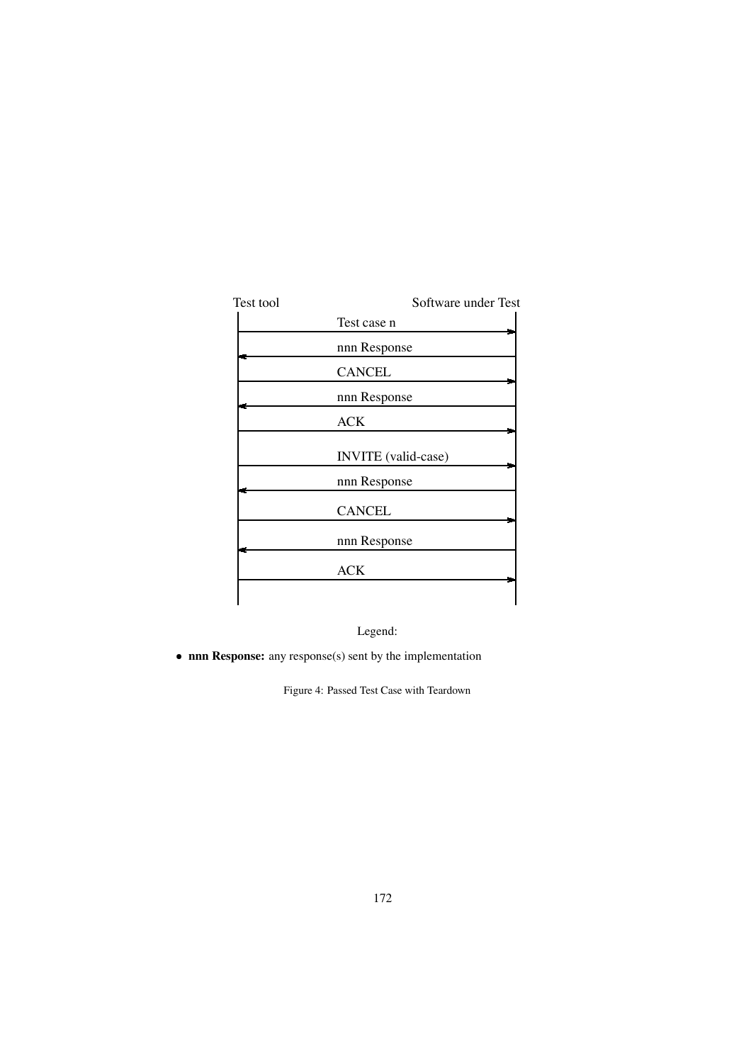| Test tool | Direction | Software under Test |
| --- | --- | --- |
| | Test case n → | |
| | ← nnn Response | |
| | CANCEL → | |
| | ← nnn Response | |
| | ACK → | |
| | INVITE (valid-case) → | |
| | ← nnn Response | |
| | CANCEL → | |
| | ← nnn Response | |
| | ACK → | |

Legend:

- **nnn Response:** any response(s) sent by the implementation

Figure 4: Passed Test Case with Teardown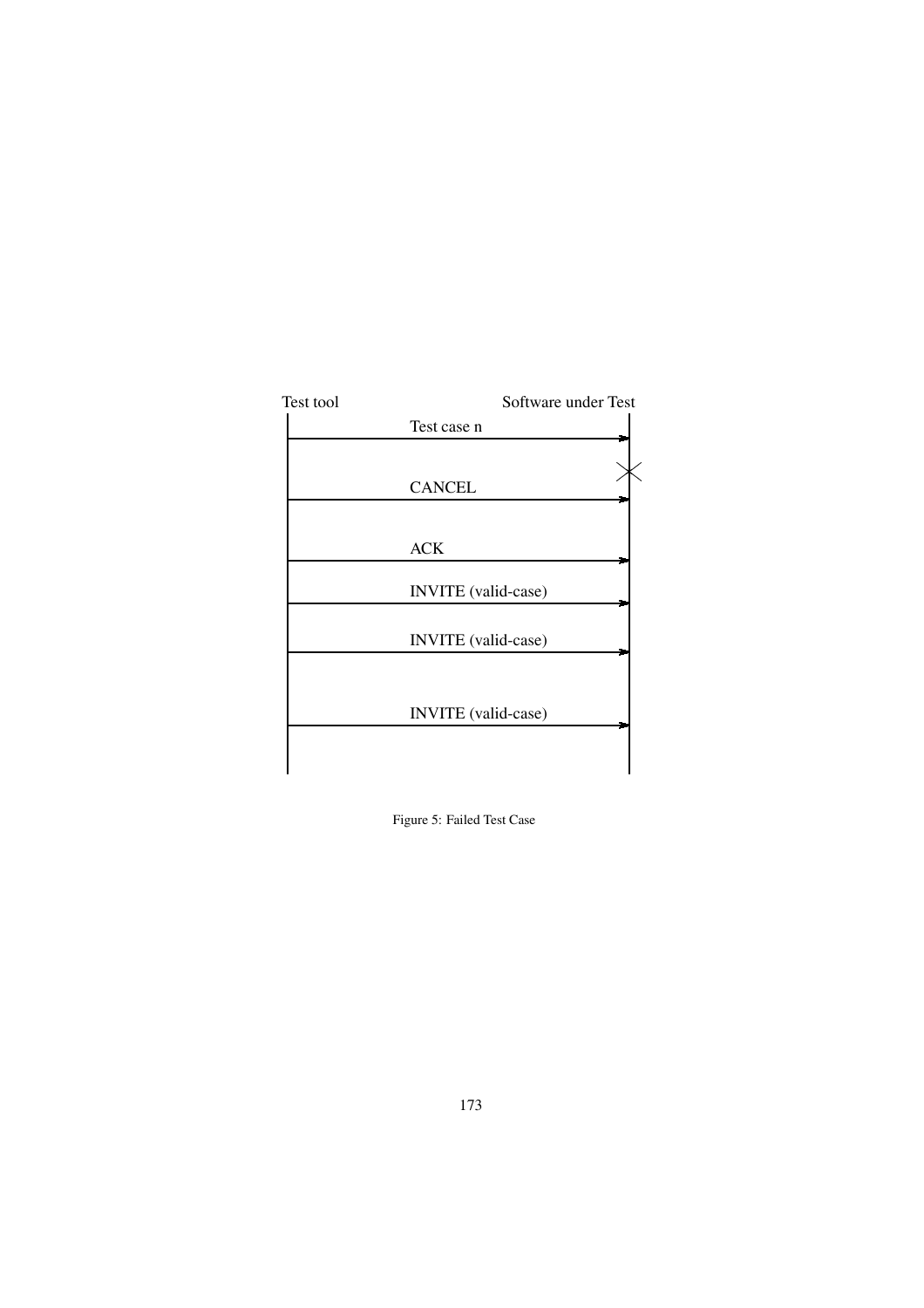| Test tool | | Software under Test |
|---|---|---|
| | Test case n → | |
| | | ✕ |
| | CANCEL → | |
| | ACK → | |
| | INVITE (valid-case) → | |
| | INVITE (valid-case) → | |
| | INVITE (valid-case) → | |

Figure 5: Failed Test Case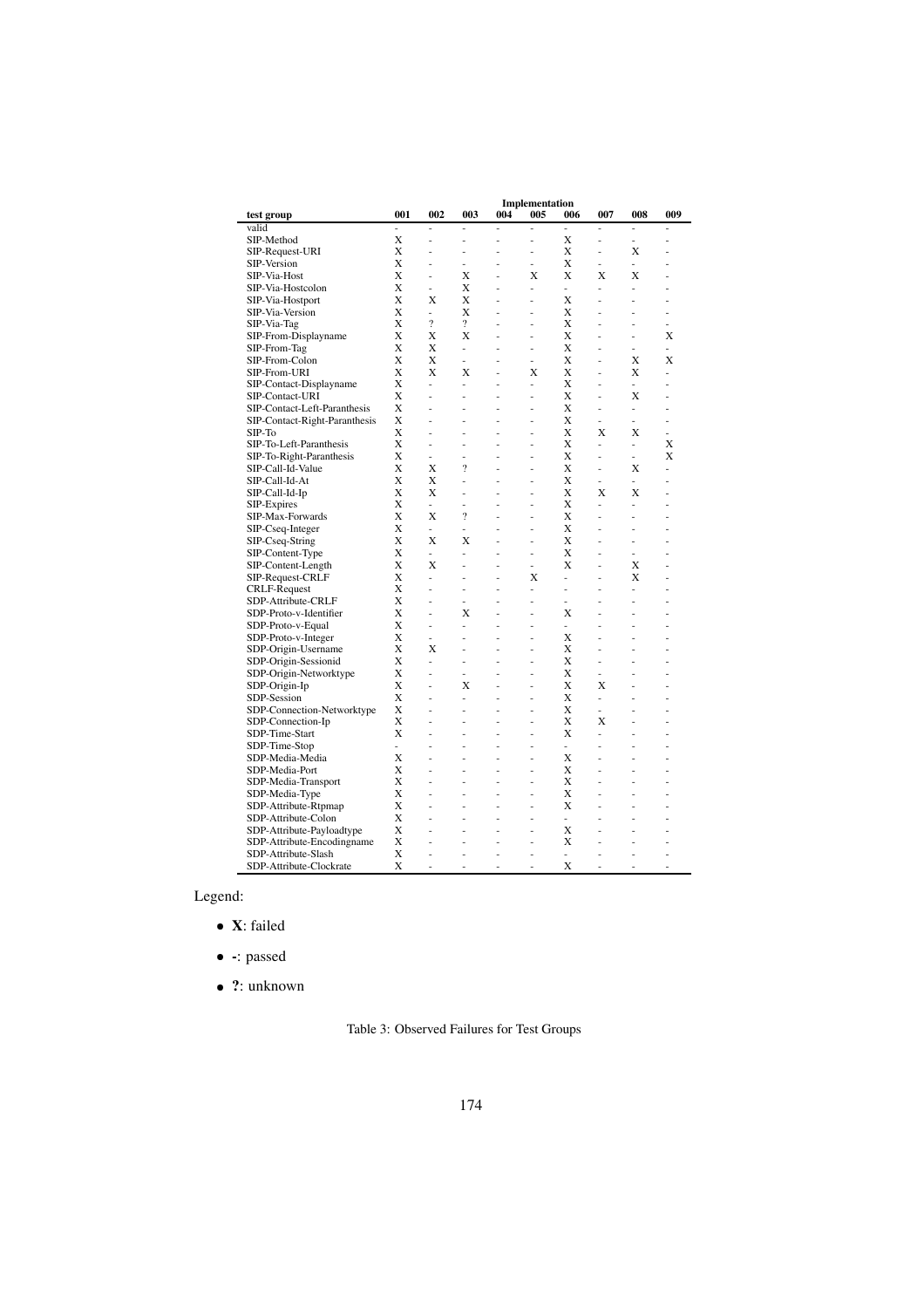| test group | Implementation | | | | | | | | |
|---|---|---|---|---|---|---|---|---|---|
| | 001 | 002 | 003 | 004 | 005 | 006 | 007 | 008 | 009 |
| valid | - | - | - | - | - | - | - | - | - |
| SIP-Method | X | - | - | - | - | X | - | - | - |
| SIP-Request-URI | X | - | - | - | - | X | - | X | - |
| SIP-Version | X | - | - | - | - | X | - | - | - |
| SIP-Via-Host | X | - | X | - | X | X | X | X | - |
| SIP-Via-Hostcolon | X | - | X | - | - | - | - | - | - |
| SIP-Via-Hostport | X | X | X | - | - | X | - | - | - |
| SIP-Via-Version | X | - | X | - | - | X | - | - | - |
| SIP-Via-Tag | X | ? | ? | - | - | X | - | - | - |
| SIP-From-Displayname | X | X | X | - | - | X | - | - | X |
| SIP-From-Tag | X | X | - | - | - | X | - | - | - |
| SIP-From-Colon | X | X | - | - | - | X | - | X | X |
| SIP-From-URI | X | X | X | - | X | X | - | X | - |
| SIP-Contact-Displayname | X | - | - | - | - | X | - | - | - |
| SIP-Contact-URI | X | - | - | - | - | X | - | X | - |
| SIP-Contact-Left-Paranthesis | X | - | - | - | - | X | - | - | - |
| SIP-Contact-Right-Paranthesis | X | - | - | - | - | X | - | - | - |
| SIP-To | X | - | - | - | - | X | X | X | - |
| SIP-To-Left-Paranthesis | X | - | - | - | - | X | - | - | X |
| SIP-To-Right-Paranthesis | X | - | - | - | - | X | - | - | X |
| SIP-Call-Id-Value | X | X | ? | - | - | X | - | X | - |
| SIP-Call-Id-At | X | X | - | - | - | X | - | - | - |
| SIP-Call-Id-Ip | X | X | - | - | - | X | X | X | - |
| SIP-Expires | X | - | - | - | - | X | - | - | - |
| SIP-Max-Forwards | X | X | ? | - | - | X | - | - | - |
| SIP-Cseq-Integer | X | - | - | - | - | X | - | - | - |
| SIP-Cseq-String | X | X | X | - | - | X | - | - | - |
| SIP-Content-Type | X | - | - | - | - | X | - | - | - |
| SIP-Content-Length | X | X | - | - | - | X | - | X | - |
| SIP-Request-CRLF | X | - | - | - | X | - | - | X | - |
| CRLF-Request | X | - | - | - | - | - | - | - | - |
| SDP-Attribute-CRLF | X | - | - | - | - | - | - | - | - |
| SDP-Proto-v-Identifier | X | - | X | - | - | X | - | - | - |
| SDP-Proto-v-Equal | X | - | - | - | - | - | - | - | - |
| SDP-Proto-v-Integer | X | - | - | - | - | X | - | - | - |
| SDP-Origin-Username | X | X | - | - | - | X | - | - | - |
| SDP-Origin-Sessionid | X | - | - | - | - | X | - | - | - |
| SDP-Origin-Networktype | X | - | - | - | - | X | - | - | - |
| SDP-Origin-Ip | X | - | X | - | - | X | X | - | - |
| SDP-Session | X | - | - | - | - | X | - | - | - |
| SDP-Connection-Networktype | X | - | - | - | - | X | - | - | - |
| SDP-Connection-Ip | X | - | - | - | - | X | X | - | - |
| SDP-Time-Start | X | - | - | - | - | X | - | - | - |
| SDP-Time-Stop | - | - | - | - | - | - | - | - | - |
| SDP-Media-Media | X | - | - | - | - | X | - | - | - |
| SDP-Media-Port | X | - | - | - | - | X | - | - | - |
| SDP-Media-Transport | X | - | - | - | - | X | - | - | - |
| SDP-Media-Type | X | - | - | - | - | X | - | - | - |
| SDP-Attribute-Rtpmap | X | - | - | - | - | X | - | - | - |
| SDP-Attribute-Colon | X | - | - | - | - | - | - | - | - |
| SDP-Attribute-Payloadtype | X | - | - | - | - | X | - | - | - |
| SDP-Attribute-Encodingname | X | - | - | - | - | X | - | - | - |
| SDP-Attribute-Slash | X | - | - | - | - | - | - | - | - |
| SDP-Attribute-Clockrate | X | - | - | - | - | X | - | - | - |

Legend:

- **X**: failed
- **-**: passed
- **?**: unknown

Table 3: Observed Failures for Test Groups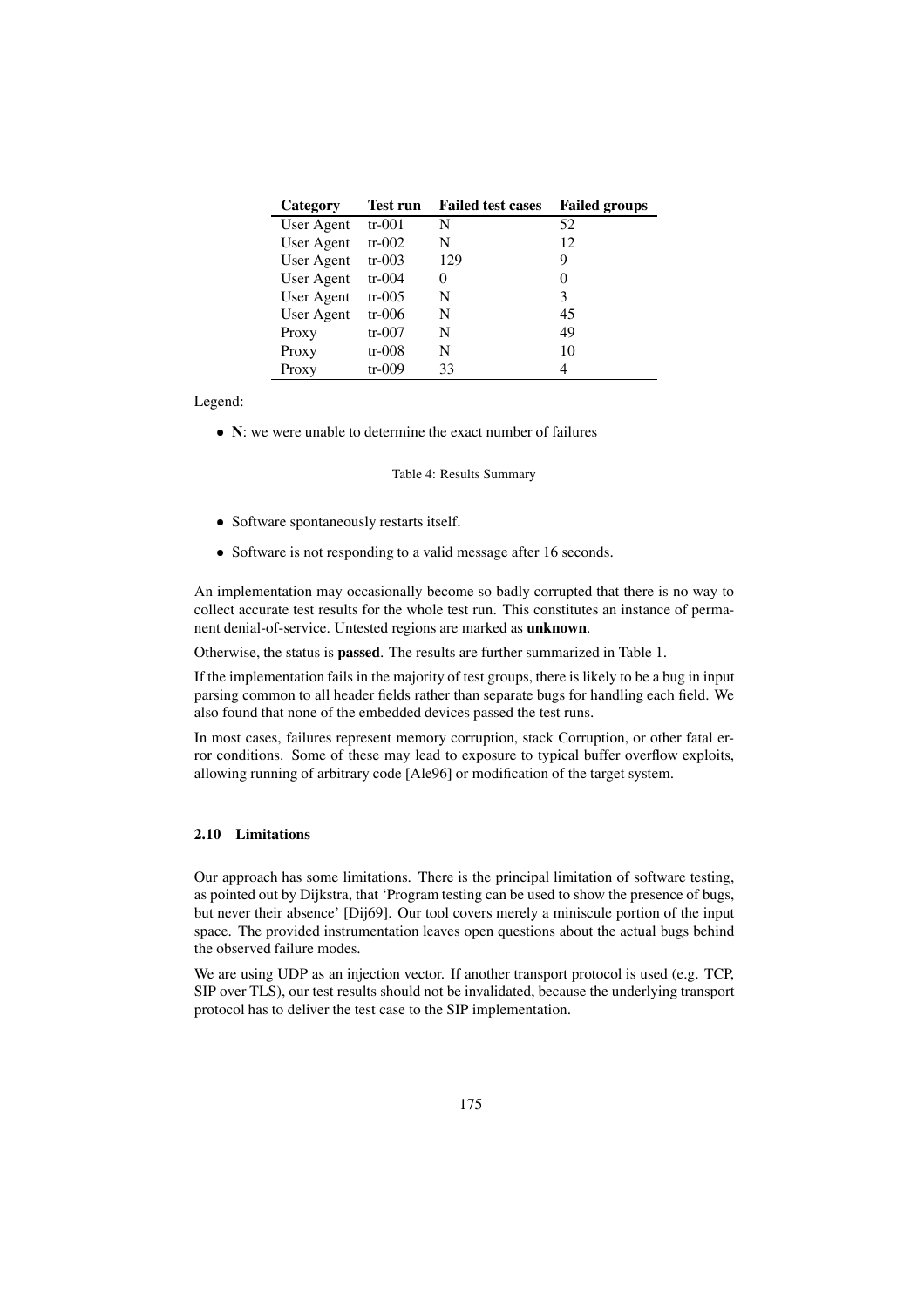| Category | Test run | Failed test cases | Failed groups |
|---|---|---|---|
| User Agent | tr-001 | N | 52 |
| User Agent | tr-002 | N | 12 |
| User Agent | tr-003 | 129 | 9 |
| User Agent | tr-004 | 0 | 0 |
| User Agent | tr-005 | N | 3 |
| User Agent | tr-006 | N | 45 |
| Proxy | tr-007 | N | 49 |
| Proxy | tr-008 | N | 10 |
| Proxy | tr-009 | 33 | 4 |

Legend:

- **N**: we were unable to determine the exact number of failures

Table 4: Results Summary

- Software spontaneously restarts itself.
- Software is not responding to a valid message after 16 seconds.

An implementation may occasionally become so badly corrupted that there is no way to collect accurate test results for the whole test run. This constitutes an instance of permanent denial-of-service. Untested regions are marked as **unknown**.

Otherwise, the status is **passed**. The results are further summarized in Table 1.

If the implementation fails in the majority of test groups, there is likely to be a bug in input parsing common to all header fields rather than separate bugs for handling each field. We also found that none of the embedded devices passed the test runs.

In most cases, failures represent memory corruption, stack Corruption, or other fatal error conditions. Some of these may lead to exposure to typical buffer overflow exploits, allowing running of arbitrary code [Ale96] or modification of the target system.

### 2.10 Limitations

Our approach has some limitations. There is the principal limitation of software testing, as pointed out by Dijkstra, that 'Program testing can be used to show the presence of bugs, but never their absence' [Dij69]. Our tool covers merely a miniscule portion of the input space. The provided instrumentation leaves open questions about the actual bugs behind the observed failure modes.

We are using UDP as an injection vector. If another transport protocol is used (e.g. TCP, SIP over TLS), our test results should not be invalidated, because the underlying transport protocol has to deliver the test case to the SIP implementation.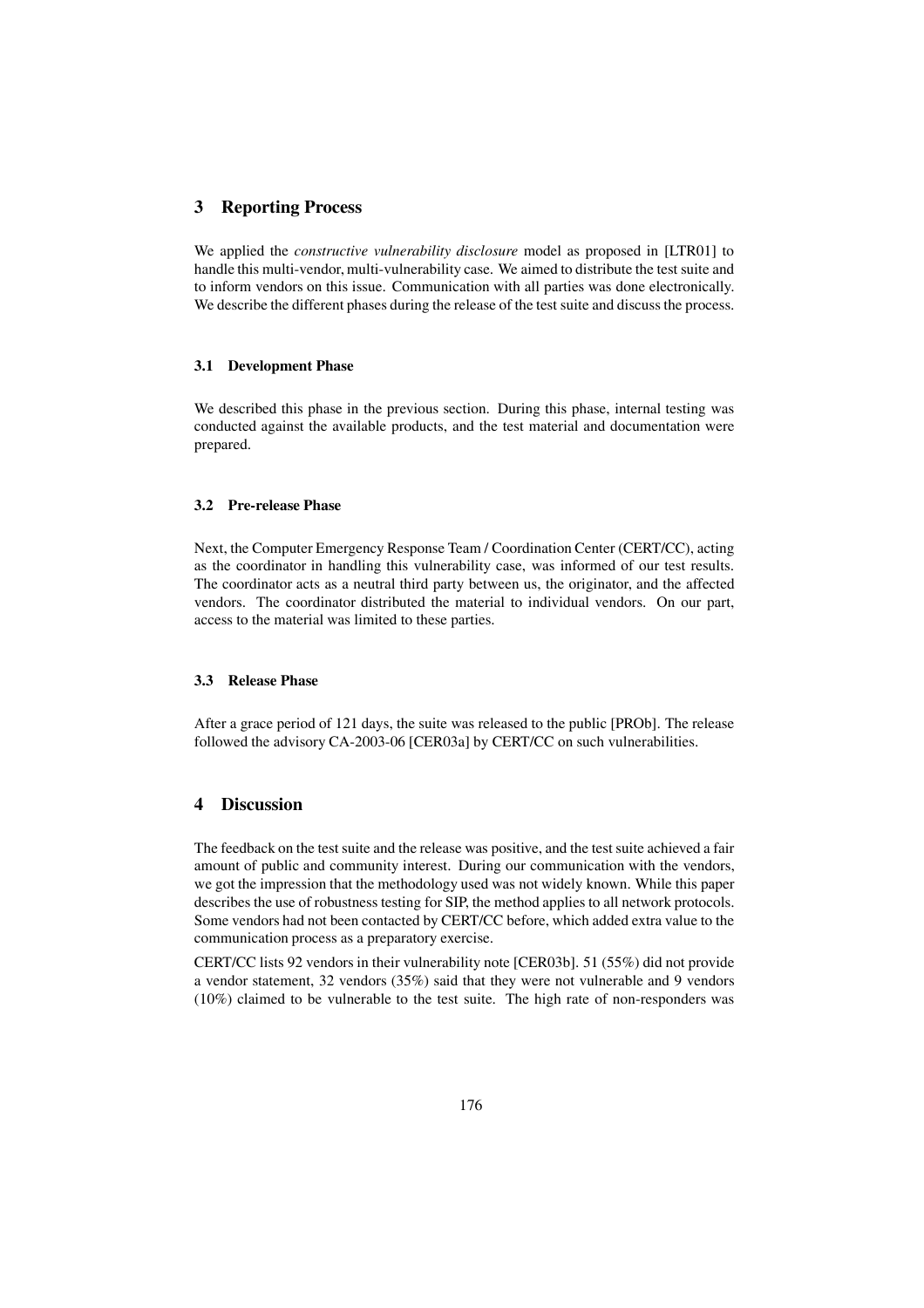## 3 Reporting Process

We applied the *constructive vulnerability disclosure* model as proposed in [LTR01] to handle this multi-vendor, multi-vulnerability case. We aimed to distribute the test suite and to inform vendors on this issue. Communication with all parties was done electronically. We describe the different phases during the release of the test suite and discuss the process.

### 3.1 Development Phase

We described this phase in the previous section. During this phase, internal testing was conducted against the available products, and the test material and documentation were prepared.

### 3.2 Pre-release Phase

Next, the Computer Emergency Response Team / Coordination Center (CERT/CC), acting as the coordinator in handling this vulnerability case, was informed of our test results. The coordinator acts as a neutral third party between us, the originator, and the affected vendors. The coordinator distributed the material to individual vendors. On our part, access to the material was limited to these parties.

### 3.3 Release Phase

After a grace period of 121 days, the suite was released to the public [PROb]. The release followed the advisory CA-2003-06 [CER03a] by CERT/CC on such vulnerabilities.

## 4 Discussion

The feedback on the test suite and the release was positive, and the test suite achieved a fair amount of public and community interest. During our communication with the vendors, we got the impression that the methodology used was not widely known. While this paper describes the use of robustness testing for SIP, the method applies to all network protocols. Some vendors had not been contacted by CERT/CC before, which added extra value to the communication process as a preparatory exercise.

CERT/CC lists 92 vendors in their vulnerability note [CER03b]. 51 (55%) did not provide a vendor statement, 32 vendors (35%) said that they were not vulnerable and 9 vendors (10%) claimed to be vulnerable to the test suite. The high rate of non-responders was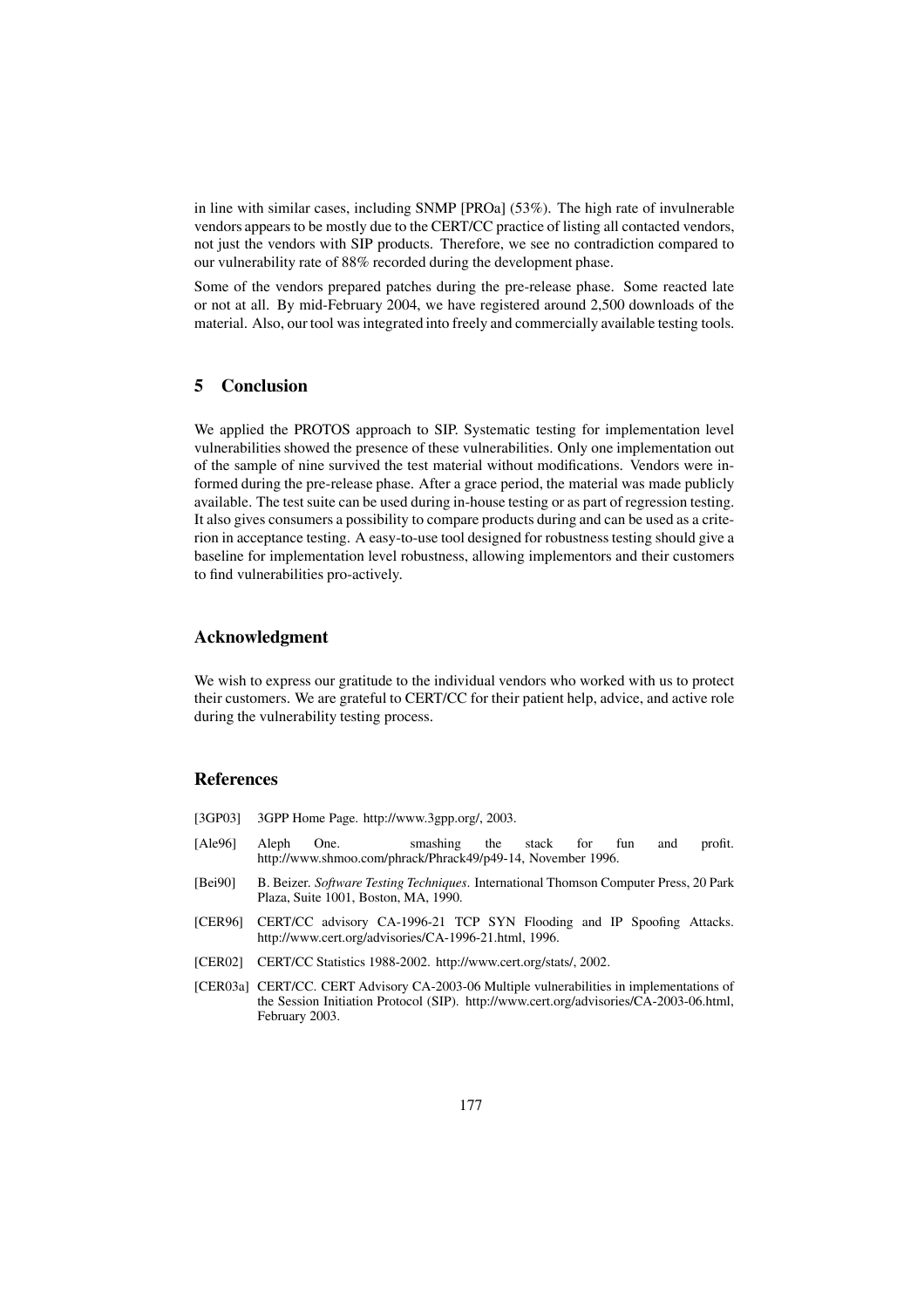in line with similar cases, including SNMP [PROa] (53%). The high rate of invulnerable vendors appears to be mostly due to the CERT/CC practice of listing all contacted vendors, not just the vendors with SIP products. Therefore, we see no contradiction compared to our vulnerability rate of 88% recorded during the development phase.

Some of the vendors prepared patches during the pre-release phase. Some reacted late or not at all. By mid-February 2004, we have registered around 2,500 downloads of the material. Also, our tool was integrated into freely and commercially available testing tools.

## 5 Conclusion

We applied the PROTOS approach to SIP. Systematic testing for implementation level vulnerabilities showed the presence of these vulnerabilities. Only one implementation out of the sample of nine survived the test material without modifications. Vendors were informed during the pre-release phase. After a grace period, the material was made publicly available. The test suite can be used during in-house testing or as part of regression testing. It also gives consumers a possibility to compare products during and can be used as a criterion in acceptance testing. A easy-to-use tool designed for robustness testing should give a baseline for implementation level robustness, allowing implementors and their customers to find vulnerabilities pro-actively.

## Acknowledgment

We wish to express our gratitude to the individual vendors who worked with us to protect their customers. We are grateful to CERT/CC for their patient help, advice, and active role during the vulnerability testing process.

## References

[3GP03] 3GPP Home Page. http://www.3gpp.org/, 2003.

[Ale96] Aleph One. smashing the stack for fun and profit. http://www.shmoo.com/phrack/Phrack49/p49-14, November 1996.

[Bei90] B. Beizer. *Software Testing Techniques*. International Thomson Computer Press, 20 Park Plaza, Suite 1001, Boston, MA, 1990.

[CER96] CERT/CC advisory CA-1996-21 TCP SYN Flooding and IP Spoofing Attacks. http://www.cert.org/advisories/CA-1996-21.html, 1996.

[CER02] CERT/CC Statistics 1988-2002. http://www.cert.org/stats/, 2002.

[CER03a] CERT/CC. CERT Advisory CA-2003-06 Multiple vulnerabilities in implementations of the Session Initiation Protocol (SIP). http://www.cert.org/advisories/CA-2003-06.html, February 2003.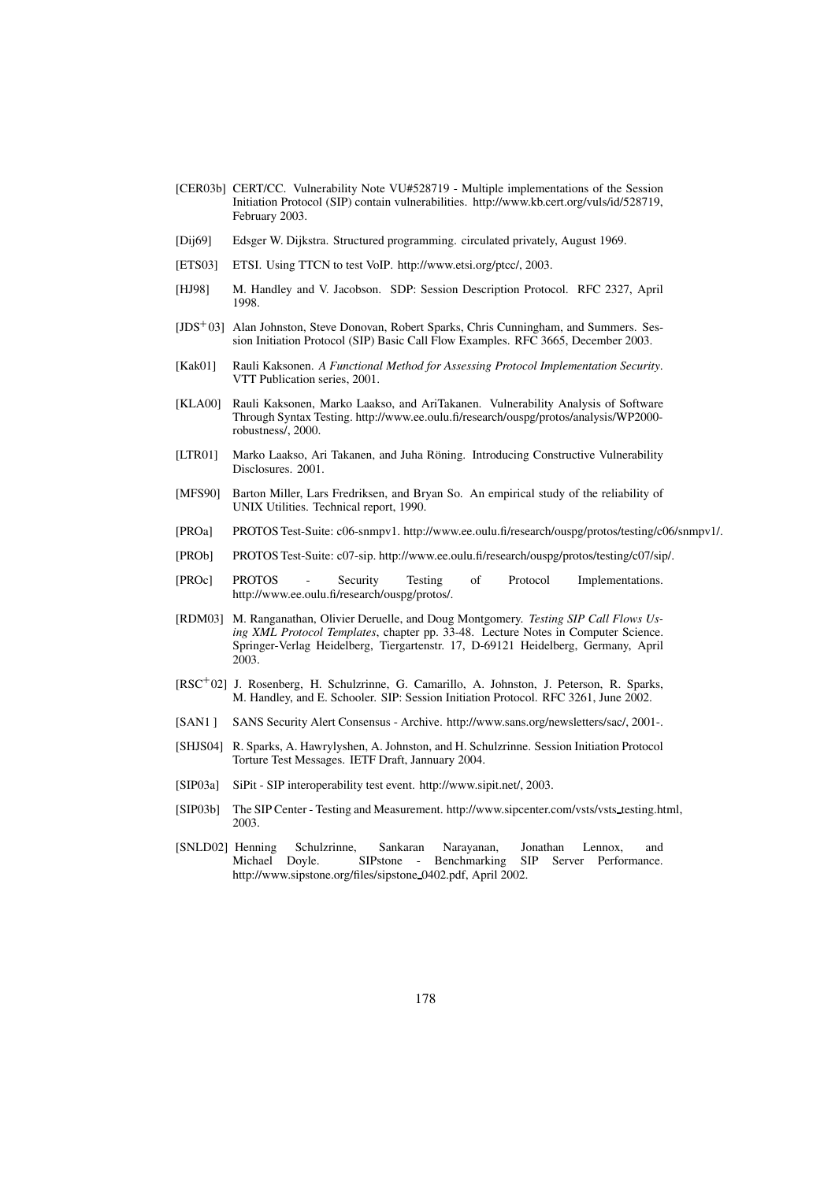[CER03b] CERT/CC. Vulnerability Note VU#528719 - Multiple implementations of the Session Initiation Protocol (SIP) contain vulnerabilities. http://www.kb.cert.org/vuls/id/528719, February 2003.

[Dij69] Edsger W. Dijkstra. Structured programming. circulated privately, August 1969.

[ETS03] ETSI. Using TTCN to test VoIP. http://www.etsi.org/ptcc/, 2003.

[HJ98] M. Handley and V. Jacobson. SDP: Session Description Protocol. RFC 2327, April 1998.

[JDS+03] Alan Johnston, Steve Donovan, Robert Sparks, Chris Cunningham, and Summers. Session Initiation Protocol (SIP) Basic Call Flow Examples. RFC 3665, December 2003.

[Kak01] Rauli Kaksonen. *A Functional Method for Assessing Protocol Implementation Security*. VTT Publication series, 2001.

[KLA00] Rauli Kaksonen, Marko Laakso, and AriTakanen. Vulnerability Analysis of Software Through Syntax Testing. http://www.ee.oulu.fi/research/ouspg/protos/analysis/WP2000-robustness/, 2000.

[LTR01] Marko Laakso, Ari Takanen, and Juha Röning. Introducing Constructive Vulnerability Disclosures. 2001.

[MFS90] Barton Miller, Lars Fredriksen, and Bryan So. An empirical study of the reliability of UNIX Utilities. Technical report, 1990.

[PROa] PROTOS Test-Suite: c06-snmpv1. http://www.ee.oulu.fi/research/ouspg/protos/testing/c06/snmpv1/.

[PROb] PROTOS Test-Suite: c07-sip. http://www.ee.oulu.fi/research/ouspg/protos/testing/c07/sip/.

[PROc] PROTOS - Security Testing of Protocol Implementations. http://www.ee.oulu.fi/research/ouspg/protos/.

[RDM03] M. Ranganathan, Olivier Deruelle, and Doug Montgomery. *Testing SIP Call Flows Using XML Protocol Templates*, chapter pp. 33-48. Lecture Notes in Computer Science. Springer-Verlag Heidelberg, Tiergartenstr. 17, D-69121 Heidelberg, Germany, April 2003.

[RSC+02] J. Rosenberg, H. Schulzrinne, G. Camarillo, A. Johnston, J. Peterson, R. Sparks, M. Handley, and E. Schooler. SIP: Session Initiation Protocol. RFC 3261, June 2002.

[SAN1 ] SANS Security Alert Consensus - Archive. http://www.sans.org/newsletters/sac/, 2001-.

[SHJS04] R. Sparks, A. Hawrylyshen, A. Johnston, and H. Schulzrinne. Session Initiation Protocol Torture Test Messages. IETF Draft, Jannuary 2004.

[SIP03a] SiPit - SIP interoperability test event. http://www.sipit.net/, 2003.

[SIP03b] The SIP Center - Testing and Measurement. http://www.sipcenter.com/vsts/vsts_testing.html, 2003.

[SNLD02] Henning Schulzrinne, Sankaran Narayanan, Jonathan Lennox, and Michael Doyle. SIPstone - Benchmarking SIP Server Performance. http://www.sipstone.org/files/sipstone_0402.pdf, April 2002.